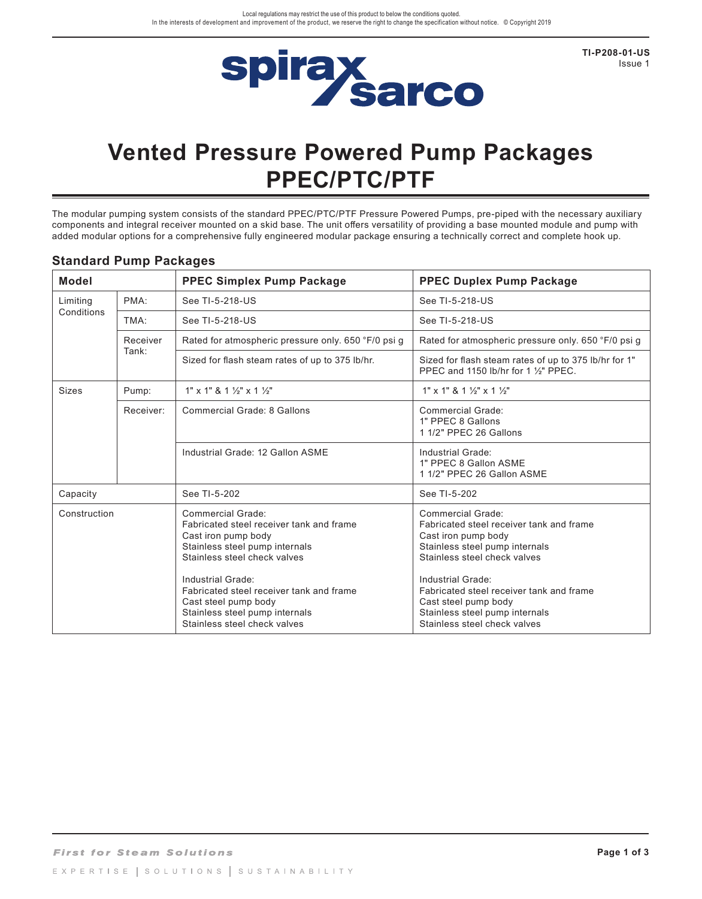Local regulations may restrict the use of this product to below the conditions quoted.
In the interests of development and improvement of the product, we reserve the right to change the specification without notice. © Copyright 2019

TI-P208-01-US
Issue 1

# Vented Pressure Powered Pump Packages PPEC/PTC/PTF

The modular pumping system consists of the standard PPEC/PTC/PTF Pressure Powered Pumps, pre-piped with the necessary auxiliary components and integral receiver mounted on a skid base. The unit offers versatility of providing a base mounted module and pump with added modular options for a comprehensive fully engineered modular package ensuring a technically correct and complete hook up.

## Standard Pump Packages

| Model | | PPEC Simplex Pump Package | PPEC Duplex Pump Package |
|---|---|---|---|
| Limiting Conditions | PMA: | See TI-5-218-US | See TI-5-218-US |
| | TMA: | See TI-5-218-US | See TI-5-218-US |
| | Receiver Tank: | Rated for atmospheric pressure only. 650 °F/0 psi g | Rated for atmospheric pressure only. 650 °F/0 psi g |
| | | Sized for flash steam rates of up to 375 lb/hr. | Sized for flash steam rates of up to 375 lb/hr for 1" PPEC and 1150 lb/hr for 1 ½" PPEC. |
| Sizes | Pump: | 1" x 1" & 1 ½" x 1 ½" | 1" x 1" & 1 ½" x 1 ½" |
| | Receiver: | Commercial Grade: 8 Gallons | Commercial Grade:<br>1" PPEC 8 Gallons<br>1 1/2" PPEC 26 Gallons |
| | | Industrial Grade: 12 Gallon ASME | Industrial Grade:<br>1" PPEC 8 Gallon ASME<br>1 1/2" PPEC 26 Gallon ASME |
| Capacity | | See TI-5-202 | See TI-5-202 |
| Construction | | Commercial Grade:<br>Fabricated steel receiver tank and frame<br>Cast iron pump body<br>Stainless steel pump internals<br>Stainless steel check valves<br><br>Industrial Grade:<br>Fabricated steel receiver tank and frame<br>Cast steel pump body<br>Stainless steel pump internals<br>Stainless steel check valves | Commercial Grade:<br>Fabricated steel receiver tank and frame<br>Cast iron pump body<br>Stainless steel pump internals<br>Stainless steel check valves<br><br>Industrial Grade:<br>Fabricated steel receiver tank and frame<br>Cast steel pump body<br>Stainless steel pump internals<br>Stainless steel check valves |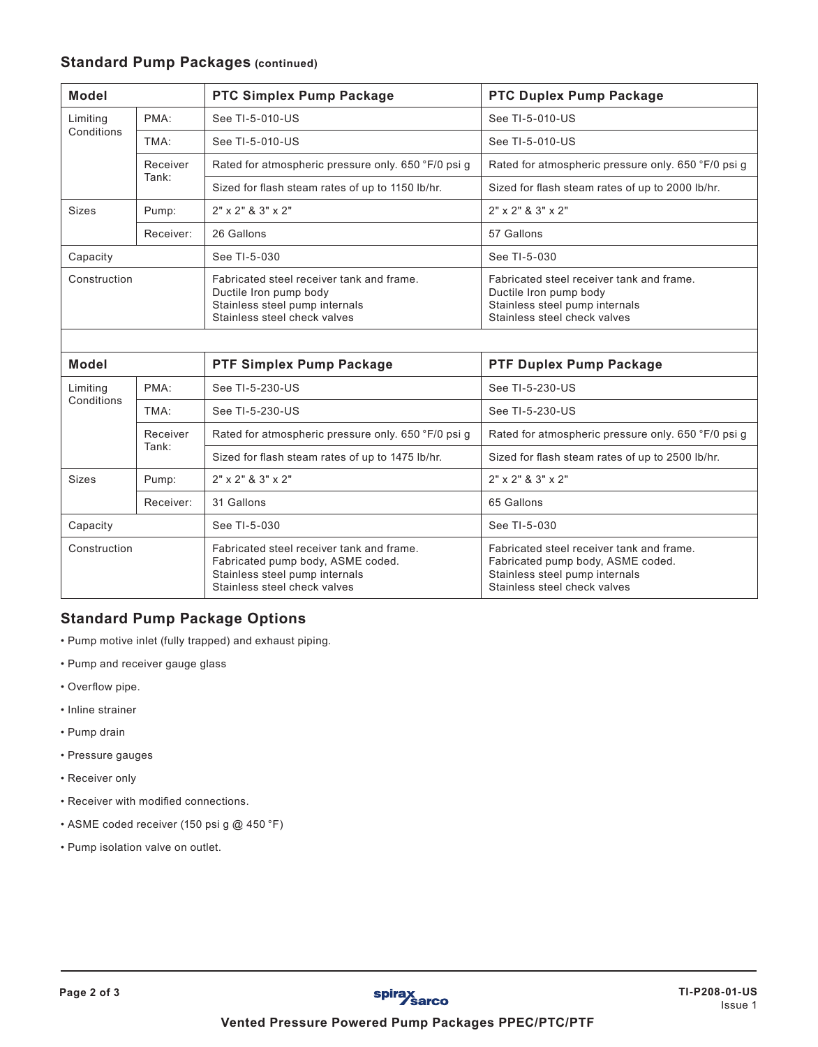## Standard Pump Packages (continued)

| Model | | PTC Simplex Pump Package | PTC Duplex Pump Package |
|---|---|---|---|
| Limiting Conditions | PMA: | See TI-5-010-US | See TI-5-010-US |
| | TMA: | See TI-5-010-US | See TI-5-010-US |
| | Receiver Tank: | Rated for atmospheric pressure only. 650 °F/0 psi g | Rated for atmospheric pressure only. 650 °F/0 psi g |
| | | Sized for flash steam rates of up to 1150 lb/hr. | Sized for flash steam rates of up to 2000 lb/hr. |
| Sizes | Pump: | 2" x 2" & 3" x 2" | 2" x 2" & 3" x 2" |
| | Receiver: | 26 Gallons | 57 Gallons |
| Capacity | | See TI-5-030 | See TI-5-030 |
| Construction | | Fabricated steel receiver tank and frame.<br>Ductile Iron pump body<br>Stainless steel pump internals<br>Stainless steel check valves | Fabricated steel receiver tank and frame.<br>Ductile Iron pump body<br>Stainless steel pump internals<br>Stainless steel check valves |

| Model | | PTF Simplex Pump Package | PTF Duplex Pump Package |
|---|---|---|---|
| Limiting Conditions | PMA: | See TI-5-230-US | See TI-5-230-US |
| | TMA: | See TI-5-230-US | See TI-5-230-US |
| | Receiver Tank: | Rated for atmospheric pressure only. 650 °F/0 psi g | Rated for atmospheric pressure only. 650 °F/0 psi g |
| | | Sized for flash steam rates of up to 1475 lb/hr. | Sized for flash steam rates of up to 2500 lb/hr. |
| Sizes | Pump: | 2" x 2" & 3" x 2" | 2" x 2" & 3" x 2" |
| | Receiver: | 31 Gallons | 65 Gallons |
| Capacity | | See TI-5-030 | See TI-5-030 |
| Construction | | Fabricated steel receiver tank and frame.<br>Fabricated pump body, ASME coded.<br>Stainless steel pump internals<br>Stainless steel check valves | Fabricated steel receiver tank and frame.<br>Fabricated pump body, ASME coded.<br>Stainless steel pump internals<br>Stainless steel check valves |

## Standard Pump Package Options

- Pump motive inlet (fully trapped) and exhaust piping.
- Pump and receiver gauge glass
- Overflow pipe.
- Inline strainer
- Pump drain
- Pressure gauges
- Receiver only
- Receiver with modified connections.
- ASME coded receiver (150 psi g @ 450 °F)
- Pump isolation valve on outlet.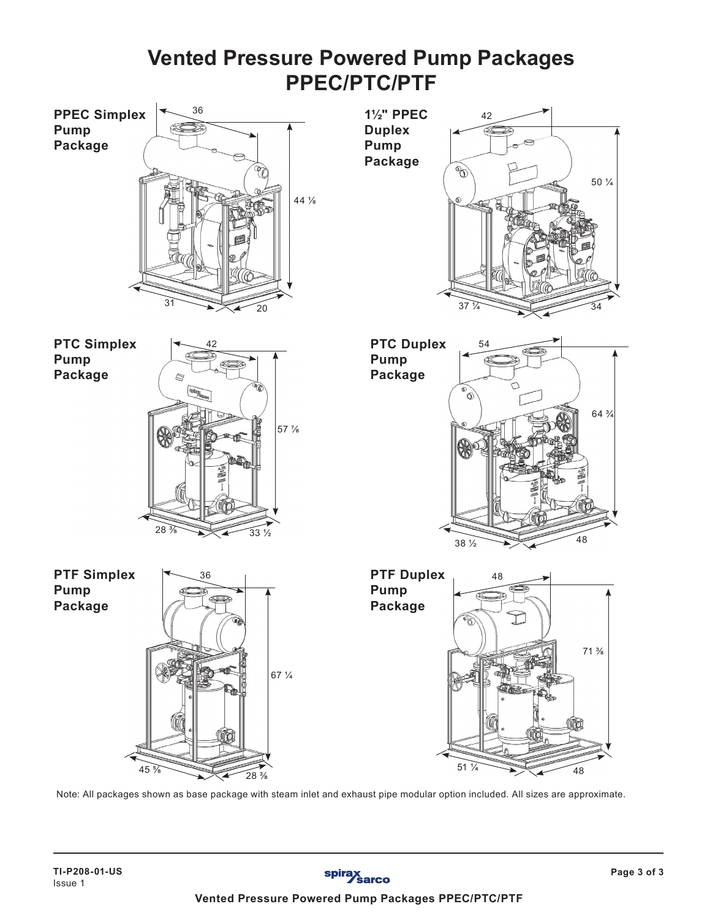# Vented Pressure Powered Pump Packages PPEC/PTC/PTF

**PPEC Simplex Pump Package**

36

44 ⅛

31

20

**1½" PPEC Duplex Pump Package**

42

50 ¼

37 ¼

34

**PTC Simplex Pump Package**

42

57 ⅞

28 ⅜

33 ½

**PTC Duplex Pump Package**

54

64 ¾

38 ½

48

**PTF Simplex Pump Package**

36

67 ¼

45 ⅝

28 ⅜

**PTF Duplex Pump Package**

48

71 ⅜

51 ¼

48

Note: All packages shown as base package with steam inlet and exhaust pipe modular option included. All sizes are approximate.

TI-P208-01-US
Issue 1

Vented Pressure Powered Pump Packages PPEC/PTC/PTF